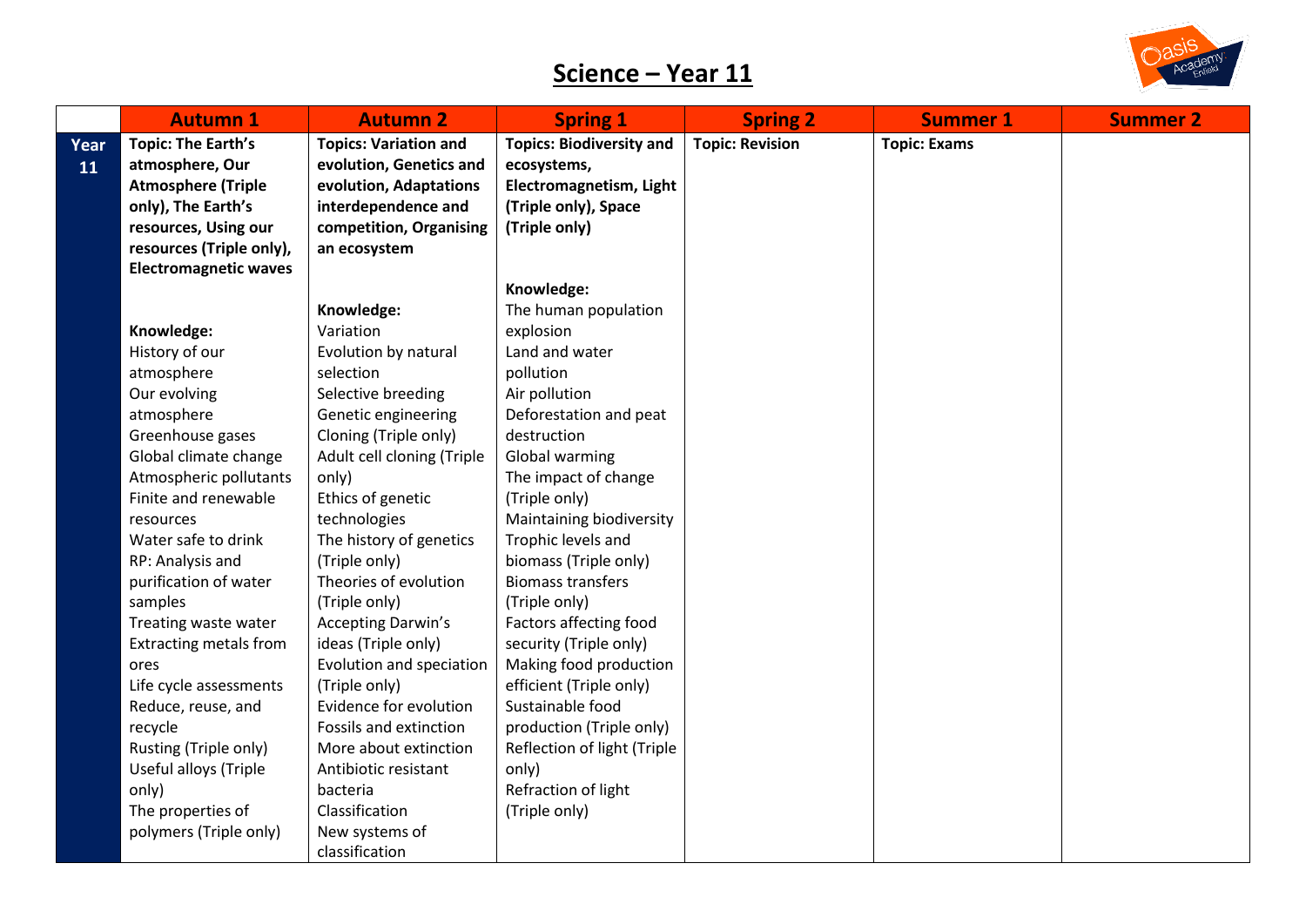# Science – Year 11

| | Autumn 1 | Autumn 2 | Spring 1 | Spring 2 | Summer 1 | Summer 2 |
|---|---|---|---|---|---|---|
| **Year 11** | **Topic: The Earth's atmosphere, Our Atmosphere (Triple only), The Earth's resources, Using our resources (Triple only), Electromagnetic waves**<br><br>**Knowledge:**<br>History of our atmosphere<br>Our evolving atmosphere<br>Greenhouse gases<br>Global climate change<br>Atmospheric pollutants<br>Finite and renewable resources<br>Water safe to drink<br>RP: Analysis and purification of water samples<br>Treating waste water<br>Extracting metals from ores<br>Life cycle assessments<br>Reduce, reuse, and recycle<br>Rusting (Triple only)<br>Useful alloys (Triple only)<br>The properties of polymers (Triple only) | **Topics: Variation and evolution, Genetics and evolution, Adaptations interdependence and competition, Organising an ecosystem**<br><br>**Knowledge:**<br>Variation<br>Evolution by natural selection<br>Selective breeding<br>Genetic engineering<br>Cloning (Triple only)<br>Adult cell cloning (Triple only)<br>Ethics of genetic technologies<br>The history of genetics (Triple only)<br>Theories of evolution (Triple only)<br>Accepting Darwin's ideas (Triple only)<br>Evolution and speciation (Triple only)<br>Evidence for evolution<br>Fossils and extinction<br>More about extinction<br>Antibiotic resistant bacteria<br>Classification<br>New systems of classification | **Topics: Biodiversity and ecosystems, Electromagnetism, Light (Triple only), Space (Triple only)**<br><br>**Knowledge:**<br>The human population explosion<br>Land and water pollution<br>Air pollution<br>Deforestation and peat destruction<br>Global warming<br>The impact of change (Triple only)<br>Maintaining biodiversity<br>Trophic levels and biomass (Triple only)<br>Biomass transfers (Triple only)<br>Factors affecting food security (Triple only)<br>Making food production efficient (Triple only)<br>Sustainable food production (Triple only)<br>Reflection of light (Triple only)<br>Refraction of light (Triple only) | **Topic: Revision** | **Topic: Exams** | |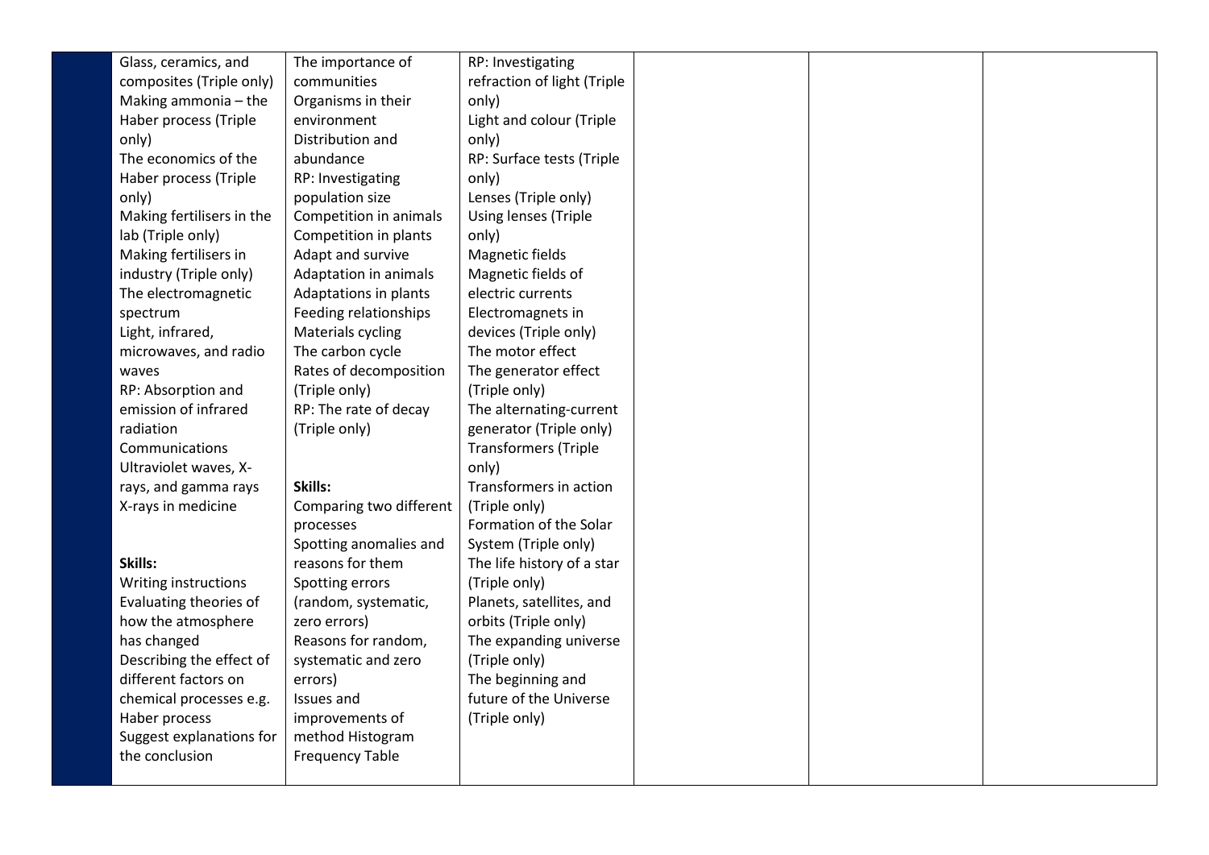| | | | | | | |
|---|---|---|---|---|---|---|
| | Glass, ceramics, and composites (Triple only)<br>Making ammonia – the Haber process (Triple only)<br>The economics of the Haber process (Triple only)<br>Making fertilisers in the lab (Triple only)<br>Making fertilisers in industry (Triple only)<br>The electromagnetic spectrum<br>Light, infrared, microwaves, and radio waves<br>RP: Absorption and emission of infrared radiation<br>Communications<br>Ultraviolet waves, X-rays, and gamma rays<br>X-rays in medicine<br><br>**Skills:**<br>Writing instructions<br>Evaluating theories of how the atmosphere has changed<br>Describing the effect of different factors on chemical processes e.g. Haber process<br>Suggest explanations for the conclusion | The importance of communities<br>Organisms in their environment<br>Distribution and abundance<br>RP: Investigating population size<br>Competition in animals<br>Competition in plants<br>Adapt and survive<br>Adaptation in animals<br>Adaptations in plants<br>Feeding relationships<br>Materials cycling<br>The carbon cycle<br>Rates of decomposition (Triple only)<br>RP: The rate of decay (Triple only)<br><br>**Skills:**<br>Comparing two different processes<br>Spotting anomalies and reasons for them<br>Spotting errors (random, systematic, zero errors)<br>Reasons for random, systematic and zero errors)<br>Issues and improvements of method Histogram Frequency Table | RP: Investigating refraction of light (Triple only)<br>Light and colour (Triple only)<br>RP: Surface tests (Triple only)<br>Lenses (Triple only)<br>Using lenses (Triple only)<br>Magnetic fields<br>Magnetic fields of electric currents<br>Electromagnets in devices (Triple only)<br>The motor effect<br>The generator effect (Triple only)<br>The alternating-current generator (Triple only)<br>Transformers (Triple only)<br>Transformers in action (Triple only)<br>Formation of the Solar System (Triple only)<br>The life history of a star (Triple only)<br>Planets, satellites, and orbits (Triple only)<br>The expanding universe (Triple only)<br>The beginning and future of the Universe (Triple only) | | | |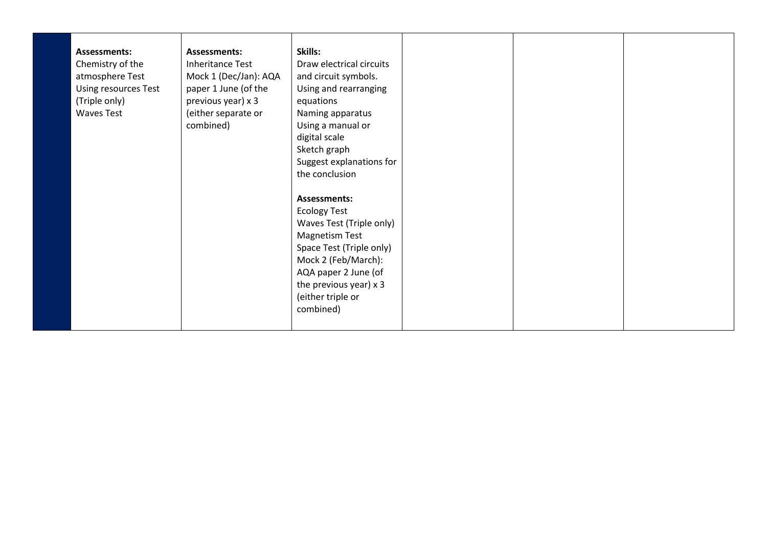| | | | | | | |
|---|---|---|---|---|---|---|
| | **Assessments:**<br>Chemistry of the atmosphere Test<br>Using resources Test (Triple only)<br>Waves Test | **Assessments:**<br>Inheritance Test<br>Mock 1 (Dec/Jan): AQA paper 1 June (of the previous year) x 3 (either separate or combined) | **Skills:**<br>Draw electrical circuits and circuit symbols.<br>Using and rearranging equations<br>Naming apparatus<br>Using a manual or digital scale<br>Sketch graph<br>Suggest explanations for the conclusion<br><br>**Assessments:**<br>Ecology Test<br>Waves Test (Triple only)<br>Magnetism Test<br>Space Test (Triple only)<br>Mock 2 (Feb/March): AQA paper 2 June (of the previous year) x 3 (either triple or combined) | | | |